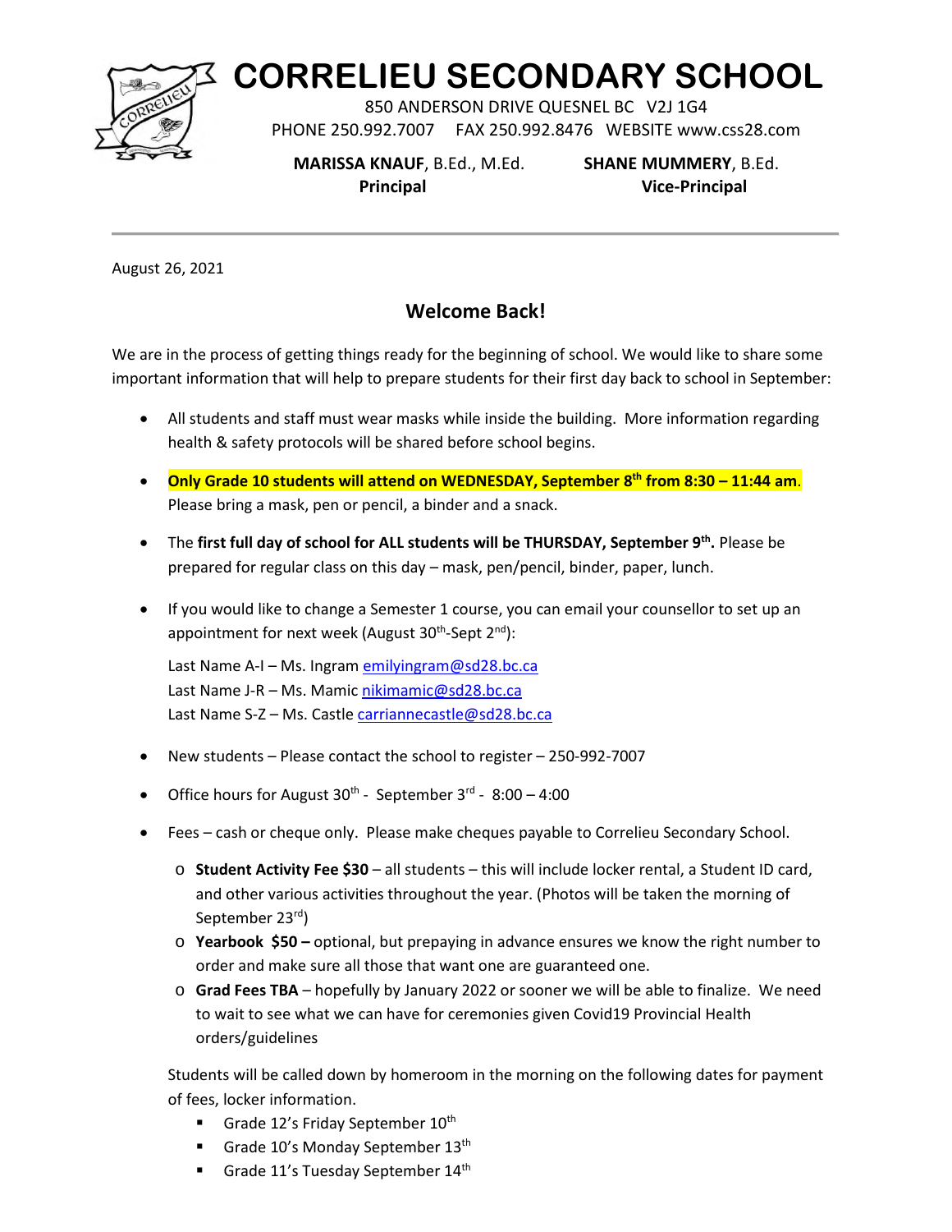# CORRELIEU SECONDARY SCHOOL

850 ANDERSON DRIVE QUESNEL BC V2J 1G4
PHONE 250.992.7007 FAX 250.992.8476 WEBSITE www.css28.com

**MARISSA KNAUF**, B.Ed., M.Ed.
**Principal**

**SHANE MUMMERY**, B.Ed.
**Vice-Principal**

---

August 26, 2021

## Welcome Back!

We are in the process of getting things ready for the beginning of school. We would like to share some important information that will help to prepare students for their first day back to school in September:

- All students and staff must wear masks while inside the building. More information regarding health & safety protocols will be shared before school begins.
- **Only Grade 10 students will attend on WEDNESDAY, September 8th from 8:30 – 11:44 am**. Please bring a mask, pen or pencil, a binder and a snack.
- The **first full day of school for ALL students will be THURSDAY, September 9th.** Please be prepared for regular class on this day – mask, pen/pencil, binder, paper, lunch.
- If you would like to change a Semester 1 course, you can email your counsellor to set up an appointment for next week (August 30th-Sept 2nd):

  Last Name A-I – Ms. Ingram emilyingram@sd28.bc.ca
  Last Name J-R – Ms. Mamic nikimamic@sd28.bc.ca
  Last Name S-Z – Ms. Castle carriannecastle@sd28.bc.ca

- New students – Please contact the school to register – 250-992-7007
- Office hours for August 30th - September 3rd - 8:00 – 4:00
- Fees – cash or cheque only. Please make cheques payable to Correlieu Secondary School.
  - **Student Activity Fee $30** – all students – this will include locker rental, a Student ID card, and other various activities throughout the year. (Photos will be taken the morning of September 23rd)
  - **Yearbook $50 –** optional, but prepaying in advance ensures we know the right number to order and make sure all those that want one are guaranteed one.
  - **Grad Fees TBA** – hopefully by January 2022 or sooner we will be able to finalize. We need to wait to see what we can have for ceremonies given Covid19 Provincial Health orders/guidelines

  Students will be called down by homeroom in the morning on the following dates for payment of fees, locker information.
  - Grade 12's Friday September 10th
  - Grade 10's Monday September 13th
  - Grade 11's Tuesday September 14th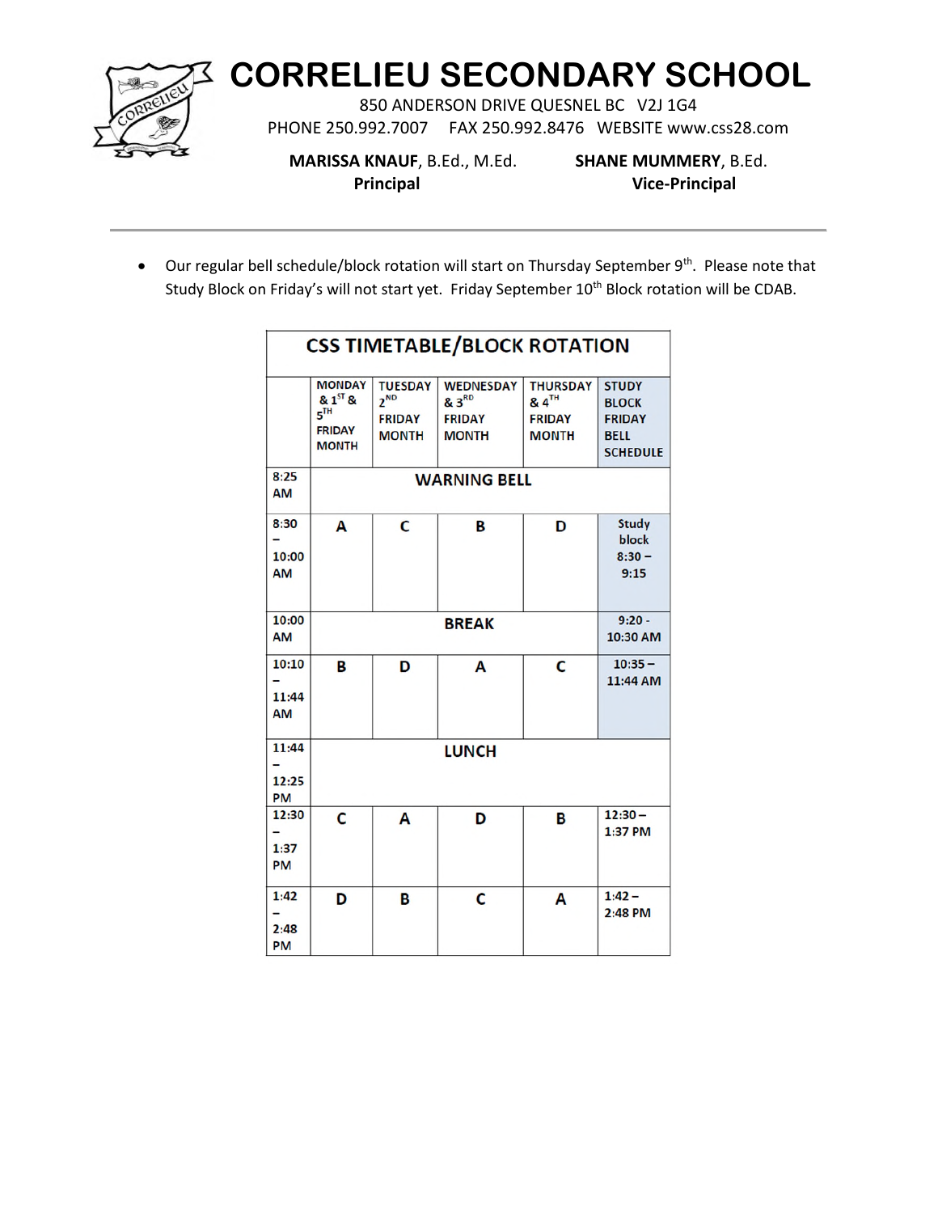# CORRELIEU SECONDARY SCHOOL

850 ANDERSON DRIVE QUESNEL BC V2J 1G4

PHONE 250.992.7007 FAX 250.992.8476 WEBSITE www.css28.com

**MARISSA KNAUF**, B.Ed., M.Ed.
**Principal**

**SHANE MUMMERY**, B.Ed.
**Vice-Principal**

---

- Our regular bell schedule/block rotation will start on Thursday September 9th. Please note that Study Block on Friday's will not start yet. Friday September 10th Block rotation will be CDAB.

**CSS TIMETABLE/BLOCK ROTATION**

| | MONDAY & 1ST & 5TH FRIDAY MONTH | TUESDAY 2ND FRIDAY MONTH | WEDNESDAY & 3RD FRIDAY MONTH | THURSDAY & 4TH FRIDAY MONTH | STUDY BLOCK FRIDAY BELL SCHEDULE |
|---|---|---|---|---|---|
| 8:25 AM | WARNING BELL | | | | |
| 8:30 – 10:00 AM | A | C | B | D | Study block 8:30 – 9:15 |
| 10:00 AM | BREAK | | | | 9:20 - 10:30 AM |
| 10:10 – 11:44 AM | B | D | A | C | 10:35 – 11:44 AM |
| 11:44 – 12:25 PM | LUNCH | | | | |
| 12:30 – 1:37 PM | C | A | D | B | 12:30 – 1:37 PM |
| 1:42 – 2:48 PM | D | B | C | A | 1:42 – 2:48 PM |